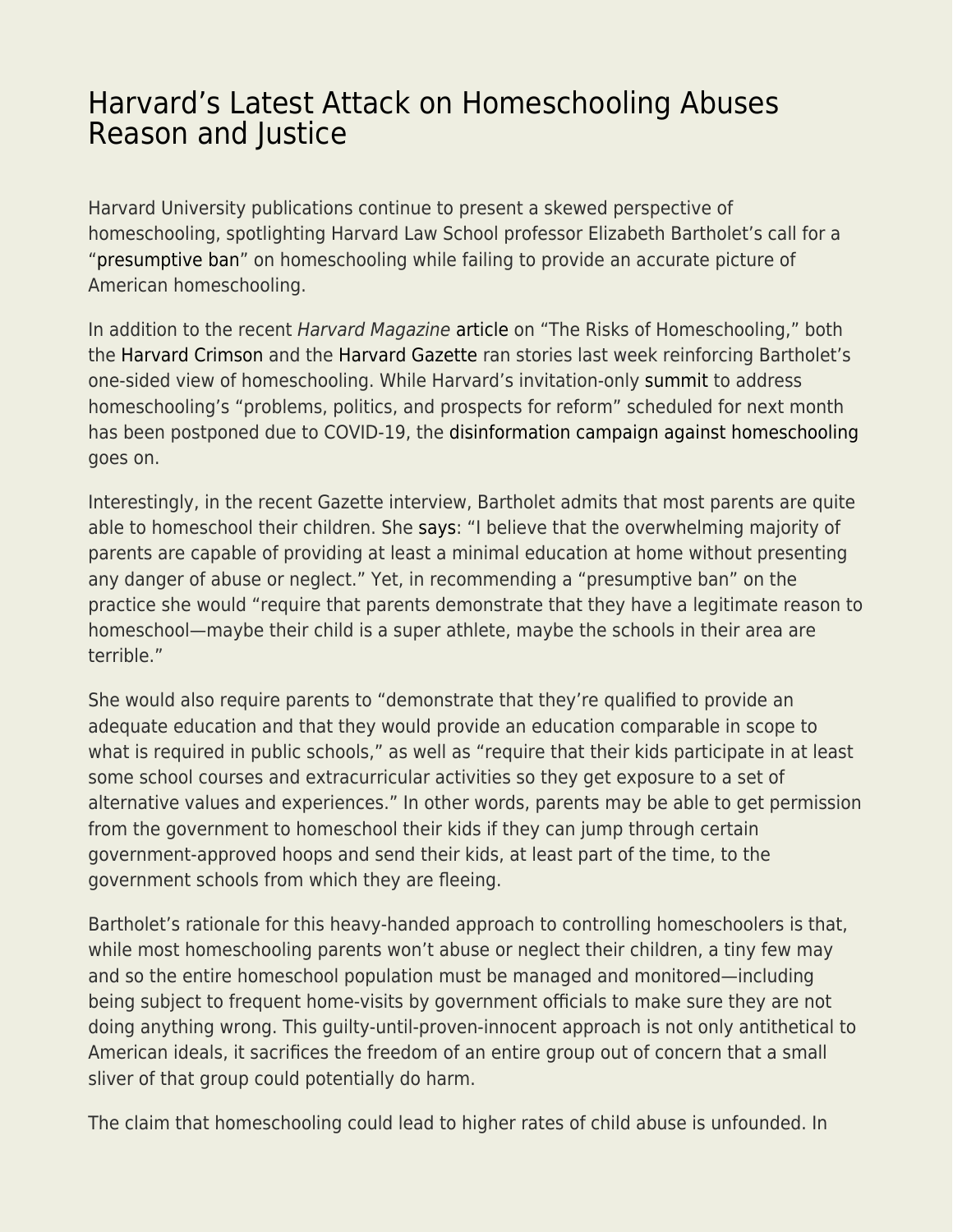# Harvard's Latest Attack on Homeschooling Abuses Reason and Justice

Harvard University publications continue to present a skewed perspective of homeschooling, spotlighting Harvard Law School professor Elizabeth Bartholet's call for a "presumptive ban" on homeschooling while failing to provide an accurate picture of American homeschooling.

In addition to the recent *Harvard Magazine* article on "The Risks of Homeschooling," both the Harvard Crimson and the Harvard Gazette ran stories last week reinforcing Bartholet's one-sided view of homeschooling. While Harvard's invitation-only summit to address homeschooling's "problems, politics, and prospects for reform" scheduled for next month has been postponed due to COVID-19, the disinformation campaign against homeschooling goes on.

Interestingly, in the recent Gazette interview, Bartholet admits that most parents are quite able to homeschool their children. She says: "I believe that the overwhelming majority of parents are capable of providing at least a minimal education at home without presenting any danger of abuse or neglect." Yet, in recommending a "presumptive ban" on the practice she would "require that parents demonstrate that they have a legitimate reason to homeschool—maybe their child is a super athlete, maybe the schools in their area are terrible."

She would also require parents to "demonstrate that they're qualified to provide an adequate education and that they would provide an education comparable in scope to what is required in public schools," as well as "require that their kids participate in at least some school courses and extracurricular activities so they get exposure to a set of alternative values and experiences." In other words, parents may be able to get permission from the government to homeschool their kids if they can jump through certain government-approved hoops and send their kids, at least part of the time, to the government schools from which they are fleeing.

Bartholet's rationale for this heavy-handed approach to controlling homeschoolers is that, while most homeschooling parents won't abuse or neglect their children, a tiny few may and so the entire homeschool population must be managed and monitored—including being subject to frequent home-visits by government officials to make sure they are not doing anything wrong. This guilty-until-proven-innocent approach is not only antithetical to American ideals, it sacrifices the freedom of an entire group out of concern that a small sliver of that group could potentially do harm.

The claim that homeschooling could lead to higher rates of child abuse is unfounded. In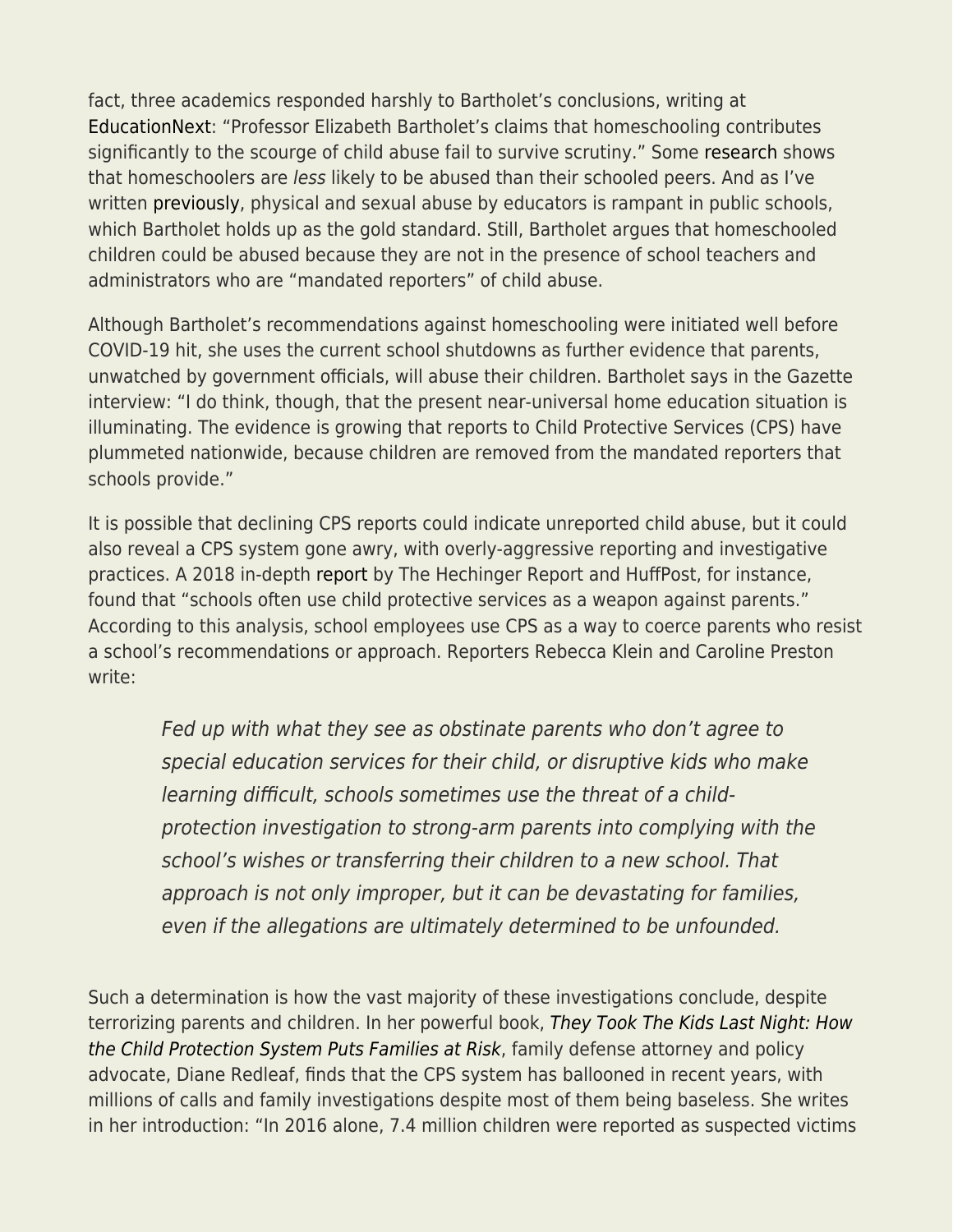fact, three academics responded harshly to Bartholet's conclusions, writing at EducationNext: "Professor Elizabeth Bartholet's claims that homeschooling contributes significantly to the scourge of child abuse fail to survive scrutiny." Some research shows that homeschoolers are *less* likely to be abused than their schooled peers. And as I've written previously, physical and sexual abuse by educators is rampant in public schools, which Bartholet holds up as the gold standard. Still, Bartholet argues that homeschooled children could be abused because they are not in the presence of school teachers and administrators who are "mandated reporters" of child abuse.

Although Bartholet's recommendations against homeschooling were initiated well before COVID-19 hit, she uses the current school shutdowns as further evidence that parents, unwatched by government officials, will abuse their children. Bartholet says in the Gazette interview: "I do think, though, that the present near-universal home education situation is illuminating. The evidence is growing that reports to Child Protective Services (CPS) have plummeted nationwide, because children are removed from the mandated reporters that schools provide."

It is possible that declining CPS reports could indicate unreported child abuse, but it could also reveal a CPS system gone awry, with overly-aggressive reporting and investigative practices. A 2018 in-depth report by The Hechinger Report and HuffPost, for instance, found that "schools often use child protective services as a weapon against parents." According to this analysis, school employees use CPS as a way to coerce parents who resist a school's recommendations or approach. Reporters Rebecca Klein and Caroline Preston write:

> *Fed up with what they see as obstinate parents who don't agree to special education services for their child, or disruptive kids who make learning difficult, schools sometimes use the threat of a child-protection investigation to strong-arm parents into complying with the school's wishes or transferring their children to a new school. That approach is not only improper, but it can be devastating for families, even if the allegations are ultimately determined to be unfounded.*

Such a determination is how the vast majority of these investigations conclude, despite terrorizing parents and children. In her powerful book, *They Took The Kids Last Night: How the Child Protection System Puts Families at Risk*, family defense attorney and policy advocate, Diane Redleaf, finds that the CPS system has ballooned in recent years, with millions of calls and family investigations despite most of them being baseless. She writes in her introduction: "In 2016 alone, 7.4 million children were reported as suspected victims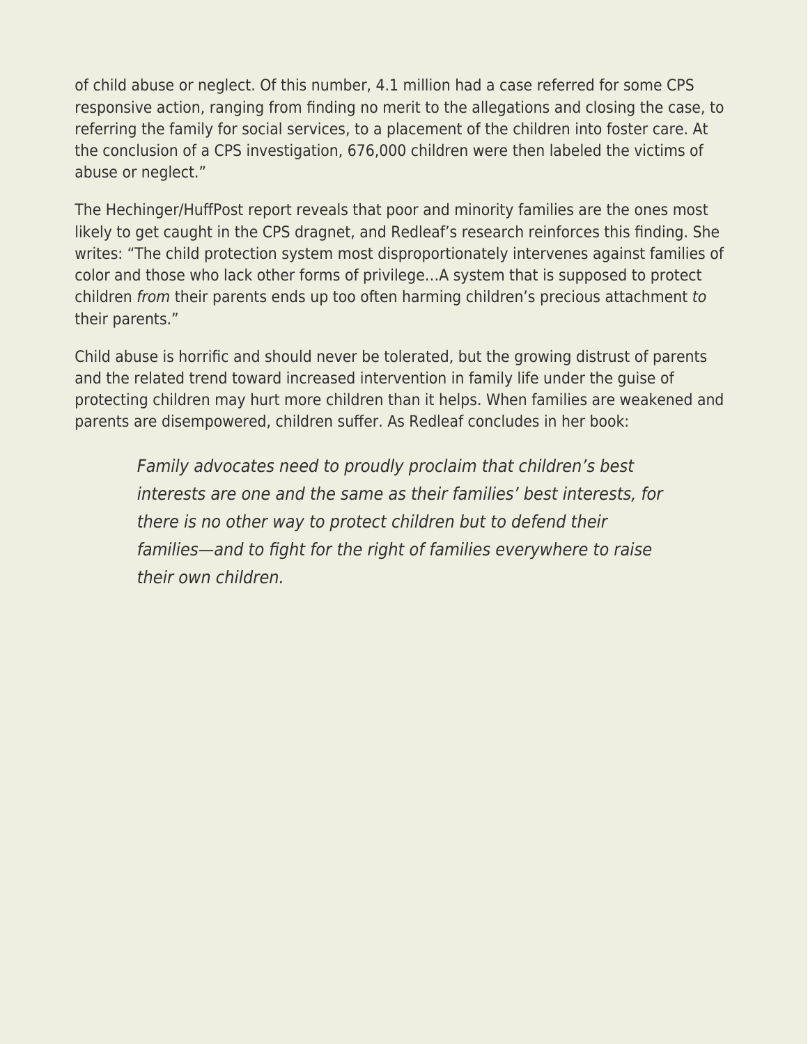of child abuse or neglect. Of this number, 4.1 million had a case referred for some CPS responsive action, ranging from finding no merit to the allegations and closing the case, to referring the family for social services, to a placement of the children into foster care. At the conclusion of a CPS investigation, 676,000 children were then labeled the victims of abuse or neglect."

The Hechinger/HuffPost report reveals that poor and minority families are the ones most likely to get caught in the CPS dragnet, and Redleaf's research reinforces this finding. She writes: "The child protection system most disproportionately intervenes against families of color and those who lack other forms of privilege…A system that is supposed to protect children *from* their parents ends up too often harming children's precious attachment *to* their parents."

Child abuse is horrific and should never be tolerated, but the growing distrust of parents and the related trend toward increased intervention in family life under the guise of protecting children may hurt more children than it helps. When families are weakened and parents are disempowered, children suffer. As Redleaf concludes in her book:

> *Family advocates need to proudly proclaim that children's best interests are one and the same as their families' best interests, for there is no other way to protect children but to defend their families—and to fight for the right of families everywhere to raise their own children.*